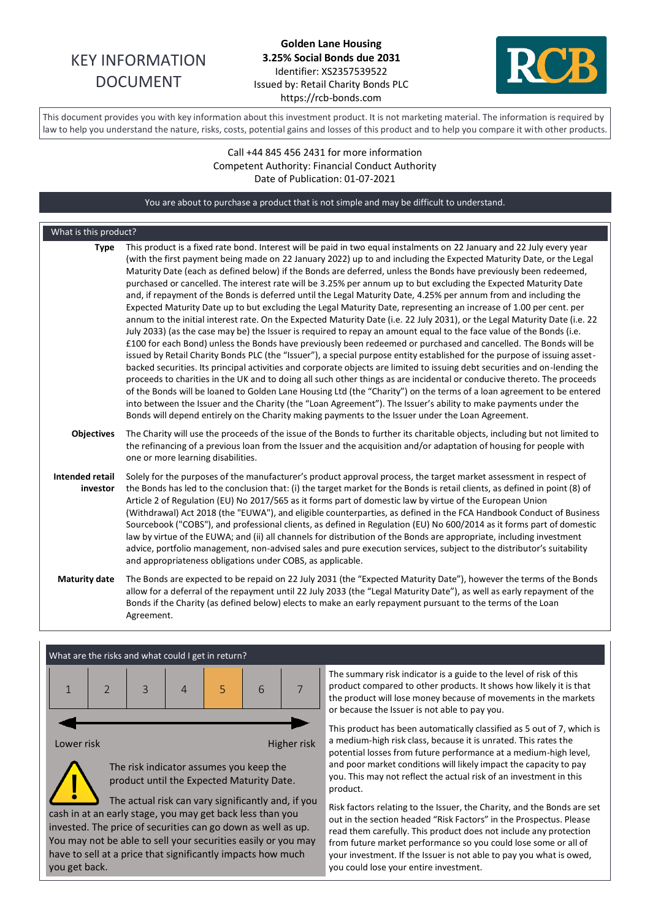# KEY INFORMATION DOCUMENT

**Golden Lane Housing**
**3.25% Social Bonds due 2031**
Identifier: XS2357539522
Issued by: Retail Charity Bonds PLC
https://rcb-bonds.com

This document provides you with key information about this investment product. It is not marketing material. The information is required by law to help you understand the nature, risks, costs, potential gains and losses of this product and to help you compare it with other products.

Call +44 845 456 2431 for more information
Competent Authority: Financial Conduct Authority
Date of Publication: 01-07-2021

You are about to purchase a product that is not simple and may be difficult to understand.

## What is this product?

**Type** This product is a fixed rate bond. Interest will be paid in two equal instalments on 22 January and 22 July every year (with the first payment being made on 22 January 2022) up to and including the Expected Maturity Date, or the Legal Maturity Date (each as defined below) if the Bonds are deferred, unless the Bonds have previously been redeemed, purchased or cancelled. The interest rate will be 3.25% per annum up to but excluding the Expected Maturity Date and, if repayment of the Bonds is deferred until the Legal Maturity Date, 4.25% per annum from and including the Expected Maturity Date up to but excluding the Legal Maturity Date, representing an increase of 1.00 per cent. per annum to the initial interest rate. On the Expected Maturity Date (i.e. 22 July 2031), or the Legal Maturity Date (i.e. 22 July 2033) (as the case may be) the Issuer is required to repay an amount equal to the face value of the Bonds (i.e. £100 for each Bond) unless the Bonds have previously been redeemed or purchased and cancelled. The Bonds will be issued by Retail Charity Bonds PLC (the "Issuer"), a special purpose entity established for the purpose of issuing asset-backed securities. Its principal activities and corporate objects are limited to issuing debt securities and on-lending the proceeds to charities in the UK and to doing all such other things as are incidental or conducive thereto. The proceeds of the Bonds will be loaned to Golden Lane Housing Ltd (the "Charity") on the terms of a loan agreement to be entered into between the Issuer and the Charity (the "Loan Agreement"). The Issuer's ability to make payments under the Bonds will depend entirely on the Charity making payments to the Issuer under the Loan Agreement.

**Objectives** The Charity will use the proceeds of the issue of the Bonds to further its charitable objects, including but not limited to the refinancing of a previous loan from the Issuer and the acquisition and/or adaptation of housing for people with one or more learning disabilities.

**Intended retail investor** Solely for the purposes of the manufacturer's product approval process, the target market assessment in respect of the Bonds has led to the conclusion that: (i) the target market for the Bonds is retail clients, as defined in point (8) of Article 2 of Regulation (EU) No 2017/565 as it forms part of domestic law by virtue of the European Union (Withdrawal) Act 2018 (the "EUWA"), and eligible counterparties, as defined in the FCA Handbook Conduct of Business Sourcebook ("COBS"), and professional clients, as defined in Regulation (EU) No 600/2014 as it forms part of domestic law by virtue of the EUWA; and (ii) all channels for distribution of the Bonds are appropriate, including investment advice, portfolio management, non-advised sales and pure execution services, subject to the distributor's suitability and appropriateness obligations under COBS, as applicable.

**Maturity date** The Bonds are expected to be repaid on 22 July 2031 (the "Expected Maturity Date"), however the terms of the Bonds allow for a deferral of the repayment until 22 July 2033 (the "Legal Maturity Date"), as well as early repayment of the Bonds if the Charity (as defined below) elects to make an early repayment pursuant to the terms of the Loan Agreement.

## What are the risks and what could I get in return?

| 1 | 2 | 3 | 4 | **5** | 6 | 7 |
|---|---|---|---|---|---|---|

Lower risk ← → Higher risk

The risk indicator assumes you keep the product until the Expected Maturity Date.

The actual risk can vary significantly and, if you cash in at an early stage, you may get back less than you invested. The price of securities can go down as well as up. You may not be able to sell your securities easily or you may have to sell at a price that significantly impacts how much you get back.

The summary risk indicator is a guide to the level of risk of this product compared to other products. It shows how likely it is that the product will lose money because of movements in the markets or because the Issuer is not able to pay you.

This product has been automatically classified as 5 out of 7, which is a medium-high risk class, because it is unrated. This rates the potential losses from future performance at a medium-high level, and poor market conditions will likely impact the capacity to pay you. This may not reflect the actual risk of an investment in this product.

Risk factors relating to the Issuer, the Charity, and the Bonds are set out in the section headed "Risk Factors" in the Prospectus. Please read them carefully. This product does not include any protection from future market performance so you could lose some or all of your investment. If the Issuer is not able to pay you what is owed, you could lose your entire investment.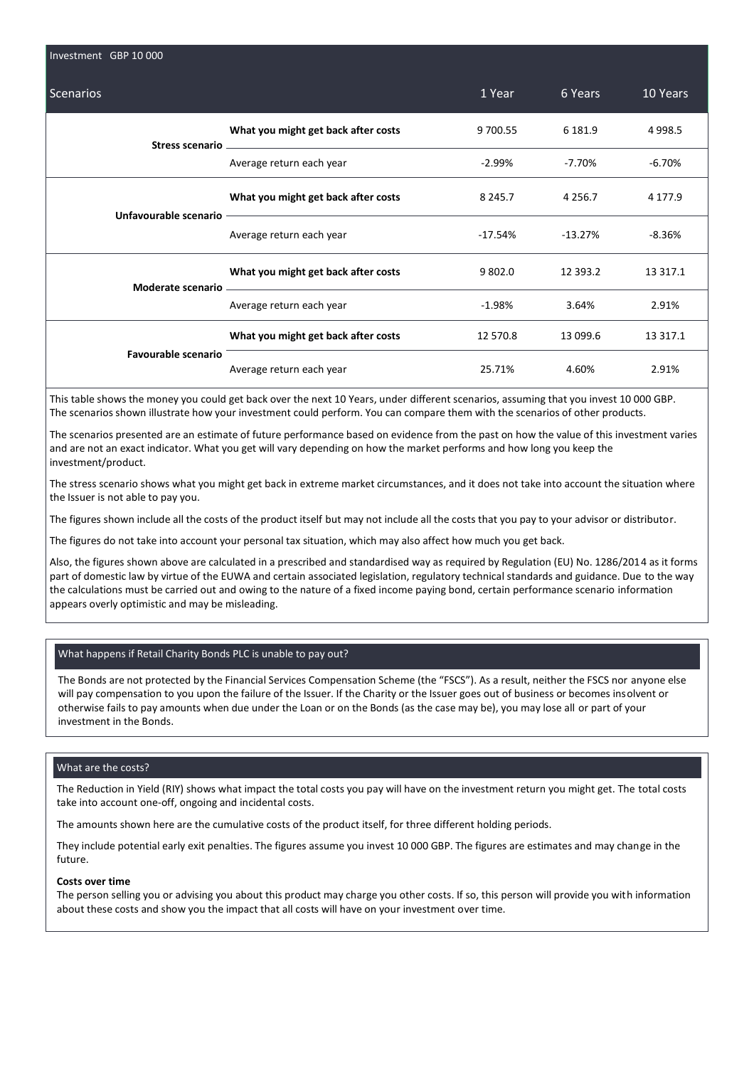| Investment GBP 10 000 | | | | |
|---|---|---|---|---|
| **Scenarios** | | **1 Year** | **6 Years** | **10 Years** |
| **Stress scenario** | **What you might get back after costs** | 9 700.55 | 6 181.9 | 4 998.5 |
| | Average return each year | -2.99% | -7.70% | -6.70% |
| **Unfavourable scenario** | **What you might get back after costs** | 8 245.7 | 4 256.7 | 4 177.9 |
| | Average return each year | -17.54% | -13.27% | -8.36% |
| **Moderate scenario** | **What you might get back after costs** | 9 802.0 | 12 393.2 | 13 317.1 |
| | Average return each year | -1.98% | 3.64% | 2.91% |
| **Favourable scenario** | **What you might get back after costs** | 12 570.8 | 13 099.6 | 13 317.1 |
| | Average return each year | 25.71% | 4.60% | 2.91% |

This table shows the money you could get back over the next 10 Years, under different scenarios, assuming that you invest 10 000 GBP. The scenarios shown illustrate how your investment could perform. You can compare them with the scenarios of other products.

The scenarios presented are an estimate of future performance based on evidence from the past on how the value of this investment varies and are not an exact indicator. What you get will vary depending on how the market performs and how long you keep the investment/product.

The stress scenario shows what you might get back in extreme market circumstances, and it does not take into account the situation where the Issuer is not able to pay you.

The figures shown include all the costs of the product itself but may not include all the costs that you pay to your advisor or distributor.

The figures do not take into account your personal tax situation, which may also affect how much you get back.

Also, the figures shown above are calculated in a prescribed and standardised way as required by Regulation (EU) No. 1286/2014 as it forms part of domestic law by virtue of the EUWA and certain associated legislation, regulatory technical standards and guidance. Due to the way the calculations must be carried out and owing to the nature of a fixed income paying bond, certain performance scenario information appears overly optimistic and may be misleading.

## What happens if Retail Charity Bonds PLC is unable to pay out?

The Bonds are not protected by the Financial Services Compensation Scheme (the "FSCS"). As a result, neither the FSCS nor anyone else will pay compensation to you upon the failure of the Issuer. If the Charity or the Issuer goes out of business or becomes insolvent or otherwise fails to pay amounts when due under the Loan or on the Bonds (as the case may be), you may lose all or part of your investment in the Bonds.

## What are the costs?

The Reduction in Yield (RIY) shows what impact the total costs you pay will have on the investment return you might get. The total costs take into account one-off, ongoing and incidental costs.

The amounts shown here are the cumulative costs of the product itself, for three different holding periods.

They include potential early exit penalties. The figures assume you invest 10 000 GBP. The figures are estimates and may change in the future.

**Costs over time**

The person selling you or advising you about this product may charge you other costs. If so, this person will provide you with information about these costs and show you the impact that all costs will have on your investment over time.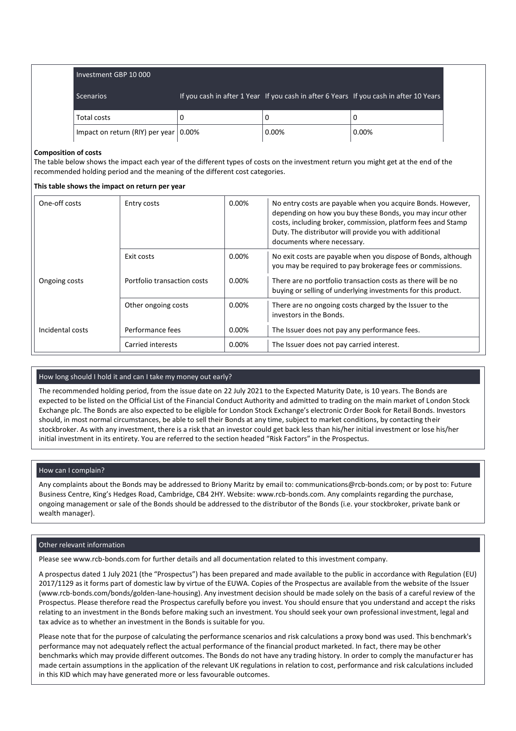| Investment GBP 10 000 | | | |
|---|---|---|---|
| Scenarios | If you cash in after 1 Year | If you cash in after 6 Years | If you cash in after 10 Years |
| Total costs | 0 | 0 | 0 |
| Impact on return (RIY) per year | 0.00% | 0.00% | 0.00% |

**Composition of costs**

The table below shows the impact each year of the different types of costs on the investment return you might get at the end of the recommended holding period and the meaning of the different cost categories.

**This table shows the impact on return per year**

| | | | |
|---|---|---|---|
| One-off costs | Entry costs | 0.00% | No entry costs are payable when you acquire Bonds. However, depending on how you buy these Bonds, you may incur other costs, including broker, commission, platform fees and Stamp Duty. The distributor will provide you with additional documents where necessary. |
| | Exit costs | 0.00% | No exit costs are payable when you dispose of Bonds, although you may be required to pay brokerage fees or commissions. |
| Ongoing costs | Portfolio transaction costs | 0.00% | There are no portfolio transaction costs as there will be no buying or selling of underlying investments for this product. |
| | Other ongoing costs | 0.00% | There are no ongoing costs charged by the Issuer to the investors in the Bonds. |
| Incidental costs | Performance fees | 0.00% | The Issuer does not pay any performance fees. |
| | Carried interests | 0.00% | The Issuer does not pay carried interest. |

## How long should I hold it and can I take my money out early?

The recommended holding period, from the issue date on 22 July 2021 to the Expected Maturity Date, is 10 years. The Bonds are expected to be listed on the Official List of the Financial Conduct Authority and admitted to trading on the main market of London Stock Exchange plc. The Bonds are also expected to be eligible for London Stock Exchange's electronic Order Book for Retail Bonds. Investors should, in most normal circumstances, be able to sell their Bonds at any time, subject to market conditions, by contacting their stockbroker. As with any investment, there is a risk that an investor could get back less than his/her initial investment or lose his/her initial investment in its entirety. You are referred to the section headed "Risk Factors" in the Prospectus.

## How can I complain?

Any complaints about the Bonds may be addressed to Briony Maritz by email to: communications@rcb-bonds.com; or by post to: Future Business Centre, King's Hedges Road, Cambridge, CB4 2HY. Website: www.rcb-bonds.com. Any complaints regarding the purchase, ongoing management or sale of the Bonds should be addressed to the distributor of the Bonds (i.e. your stockbroker, private bank or wealth manager).

## Other relevant information

Please see www.rcb-bonds.com for further details and all documentation related to this investment company.

A prospectus dated 1 July 2021 (the "Prospectus") has been prepared and made available to the public in accordance with Regulation (EU) 2017/1129 as it forms part of domestic law by virtue of the EUWA. Copies of the Prospectus are available from the website of the Issuer (www.rcb-bonds.com/bonds/golden-lane-housing). Any investment decision should be made solely on the basis of a careful review of the Prospectus. Please therefore read the Prospectus carefully before you invest. You should ensure that you understand and accept the risks relating to an investment in the Bonds before making such an investment. You should seek your own professional investment, legal and tax advice as to whether an investment in the Bonds is suitable for you.

Please note that for the purpose of calculating the performance scenarios and risk calculations a proxy bond was used. This benchmark's performance may not adequately reflect the actual performance of the financial product marketed. In fact, there may be other benchmarks which may provide different outcomes. The Bonds do not have any trading history. In order to comply the manufacturer has made certain assumptions in the application of the relevant UK regulations in relation to cost, performance and risk calculations included in this KID which may have generated more or less favourable outcomes.